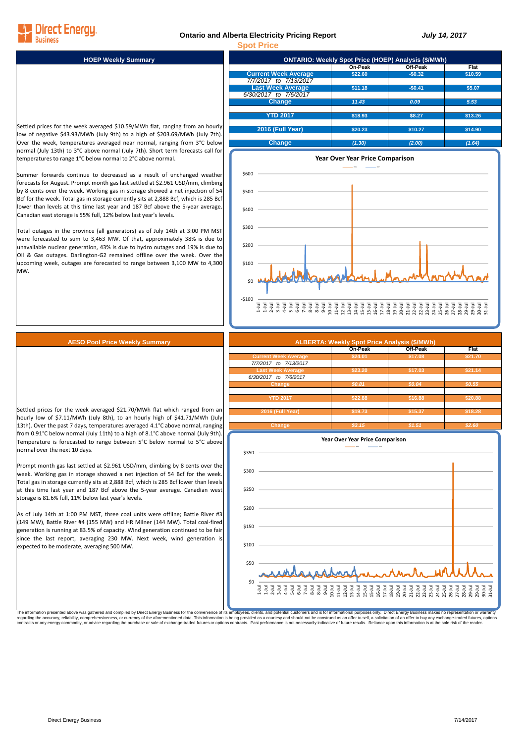# Ontario and Alberta Electricity Pricing Report

*July 14, 2017*

## Spot Price

### HOEP Weekly Summary

Settled prices for the week averaged $10.59/MWh flat, ranging from an hourly low of negative $43.93/MWh (July 9th) to a high of $203.69/MWh (July 7th). Over the week, temperatures averaged near normal, ranging from 3°C below normal (July 13th) to 3°C above normal (July 7th). Short term forecasts call for temperatures to range 1°C below normal to 2°C above normal.

Summer forwards continue to decreased as a result of unchanged weather forecasts for August. Prompt month gas last settled at $2.961 USD/mm, climbing by 8 cents over the week. Working gas in storage showed a net injection of 54 Bcf for the week. Total gas in storage currently sits at 2,888 Bcf, which is 285 Bcf lower than levels at this time last year and 187 Bcf above the 5-year average. Canadian east storage is 55% full, 12% below last year's levels.

Total outages in the province (all generators) as of July 14th at 3:00 PM MST were forecasted to sum to 3,463 MW. Of that, approximately 38% is due to unavailable nuclear generation, 43% is due to hydro outages and 19% is due to Oil & Gas outages. Darlington-G2 remained offline over the week. Over the upcoming week, outages are forecasted to range between 3,100 MW to 4,300 MW.

### ONTARIO: Weekly Spot Price (HOEP) Analysis ($/MWh)

| | On-Peak | Off-Peak | Flat |
|---|---|---|---|
| **Current Week Average** (7/7/2017 to 7/13/2017) | $22.60 | -$0.32 | $10.59 |
| **Last Week Average** (6/30/2017 to 7/6/2017) | $11.18 | -$0.41 | $5.07 |
| **Change** | *11.43* | *0.09* | *5.53* |
| **YTD 2017** | $18.93 | $8.27 | $13.26 |
| **2016 (Full Year)** | $20.23 | $10.27 | $14.90 |
| **Change** | *(1.30)* | *(2.00)* | *(1.64)* |

**Year Over Year Price Comparison**

### AESO Pool Price Weekly Summary

Settled prices for the week averaged $21.70/MWh flat which ranged from an hourly low of $7.11/MWh (July 8th), to an hourly high of $41.71/MWh (July 13th). Over the past 7 days, temperatures averaged 4.1°C above normal, ranging from 0.91°C below normal (July 11th) to a high of 8.1°C above normal (July 9th). Temperature is forecasted to range between 5°C below normal to 5°C above normal over the next 10 days.

Prompt month gas last settled at $2.961 USD/mm, climbing by 8 cents over the week. Working gas in storage showed a net injection of 54 Bcf for the week. Total gas in storage currently sits at 2,888 Bcf, which is 285 Bcf lower than levels at this time last year and 187 Bcf above the 5-year average. Canadian west storage is 81.6% full, 11% below last year's levels.

As of July 14th at 1:00 PM MST, three coal units were offline; Battle River #3 (149 MW), Battle River #4 (155 MW) and HR Milner (144 MW). Total coal-fired generation is running at 83.5% of capacity. Wind generation continued to be fair since the last report, averaging 230 MW. Next week, wind generation is expected to be moderate, averaging 500 MW.

### ALBERTA: Weekly Spot Price Analysis ($/MWh)

| | On-Peak | Off-Peak | Flat |
|---|---|---|---|
| **Current Week Average** (7/7/2017 to 7/13/2017) | $24.01 | $17.08 | $21.70 |
| **Last Week Average** (6/30/2017 to 7/6/2017) | $23.20 | $17.03 | $21.14 |
| **Change** | *$0.81* | *$0.04* | *$0.55* |
| **YTD 2017** | $22.88 | $16.88 | $20.88 |
| **2016 (Full Year)** | $19.73 | $15.37 | $18.28 |
| **Change** | *$3.15* | *$1.51* | *$2.60* |

**Year Over Year Price Comparison**

The information presented above was gathered and compiled by Direct Energy Business for the convenience of its employees, clients, and potential customers and is for informational purposes only. Direct Energy Business makes no representation or warranty regarding the accuracy, reliability, completeness, or currency of the aforementioned data. This information is being provided as a courtesy and should not be construed as an offer to sell, a solicitation of an offer to buy any exchange-traded futures, options contracts or any energy commodity, or advice regarding the purchase or sale of exchange-traded futures or options contracts. Past performance is not necessarily indicative of future results. Reliance upon this information is at the sole risk of the reader.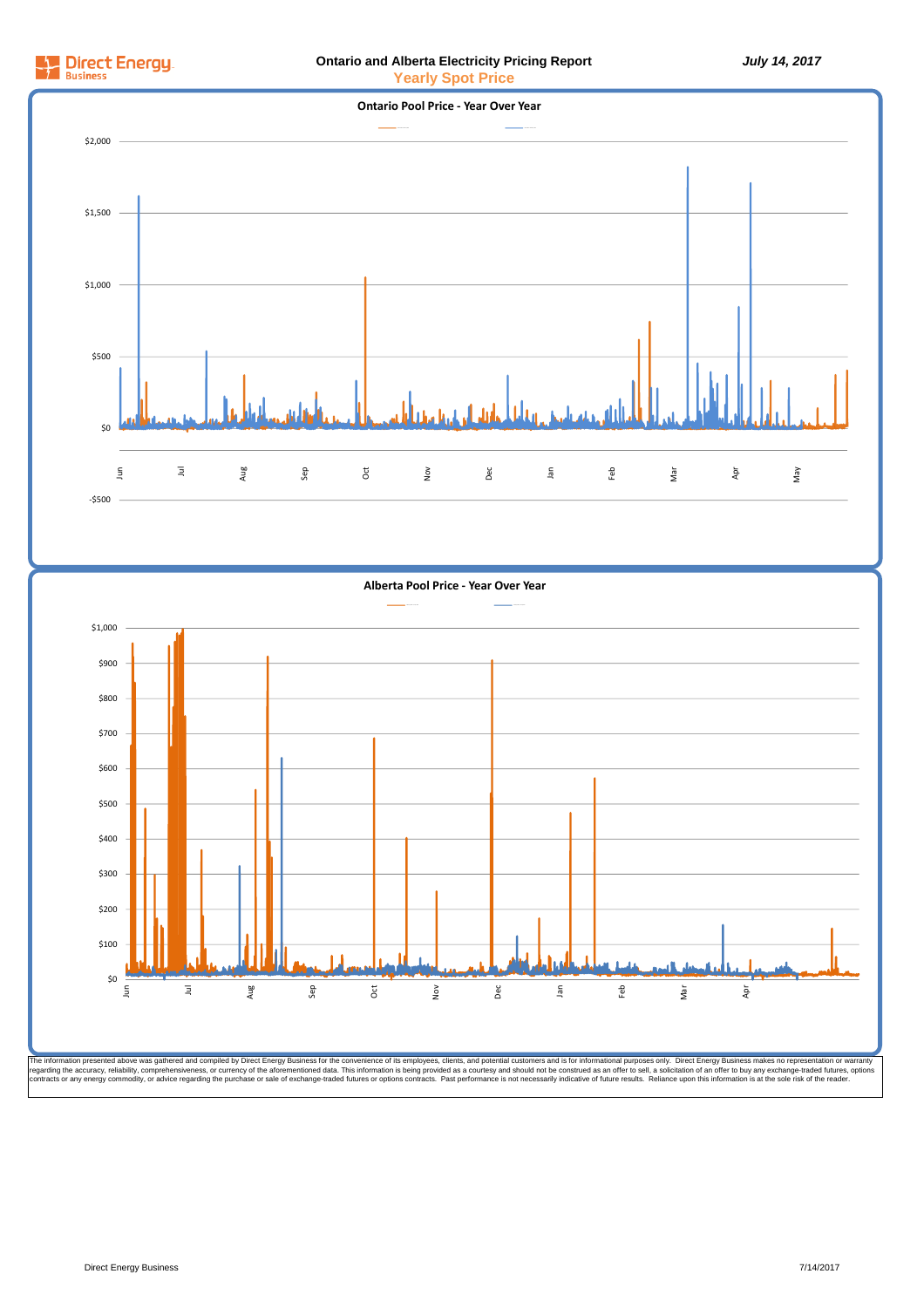**Ontario and Alberta Electricity Pricing Report**

**Yearly Spot Price**

*July 14, 2017*

**Ontario Pool Price - Year Over Year**

$2,000
$1,500
$1,000
$500
$0
-$500

Jun Jul Aug Sep Oct Nov Dec Jan Feb Mar Apr May

**Alberta Pool Price - Year Over Year**

$1,000
$900
$800
$700
$600
$500
$400
$300
$200
$100
$0

Jun Jul Aug Sep Oct Nov Dec Jan Feb Mar Apr

The information presented above was gathered and compiled by Direct Energy Business for the convenience of its employees, clients, and potential customers and is for informational purposes only. Direct Energy Business makes no representation or warranty regarding the accuracy, reliability, comprehensiveness, or currency of the aforementioned data. This information is being provided as a courtesy and should not be construed as an offer to sell, a solicitation of an offer to buy any exchange-traded futures, options contracts or any energy commodity, or advice regarding the purchase or sale of exchange-traded futures or options contracts. Past performance is not necessarily indicative of future results. Reliance upon this information is at the sole risk of the reader.